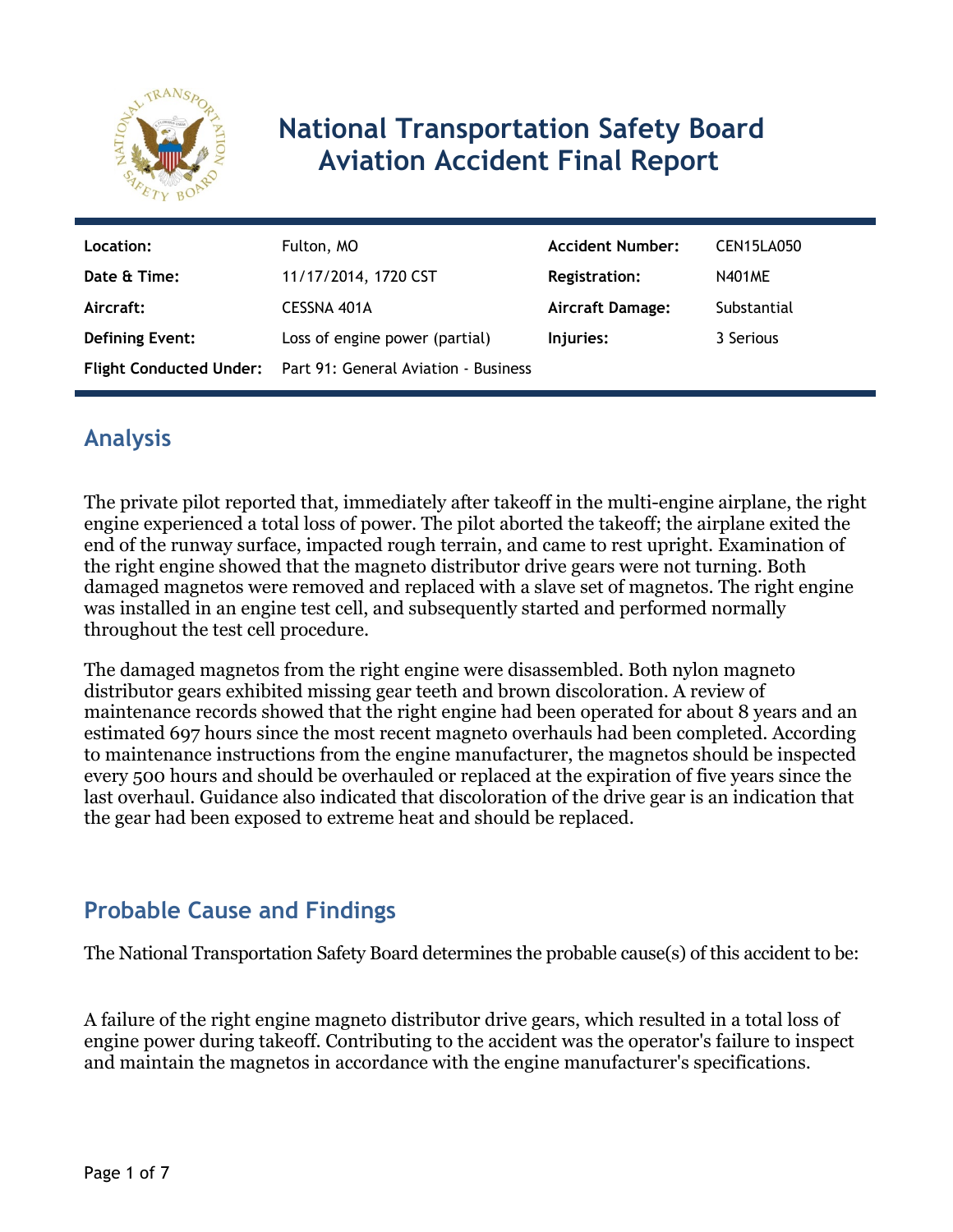# National Transportation Safety Board Aviation Accident Final Report

| Location: | Fulton, MO | Accident Number: | CEN15LA050 |
|---|---|---|---|
| Date & Time: | 11/17/2014, 1720 CST | Registration: | N401ME |
| Aircraft: | CESSNA 401A | Aircraft Damage: | Substantial |
| Defining Event: | Loss of engine power (partial) | Injuries: | 3 Serious |
| Flight Conducted Under: | Part 91: General Aviation - Business | | |

## Analysis

The private pilot reported that, immediately after takeoff in the multi-engine airplane, the right engine experienced a total loss of power. The pilot aborted the takeoff; the airplane exited the end of the runway surface, impacted rough terrain, and came to rest upright. Examination of the right engine showed that the magneto distributor drive gears were not turning. Both damaged magnetos were removed and replaced with a slave set of magnetos. The right engine was installed in an engine test cell, and subsequently started and performed normally throughout the test cell procedure.

The damaged magnetos from the right engine were disassembled. Both nylon magneto distributor gears exhibited missing gear teeth and brown discoloration. A review of maintenance records showed that the right engine had been operated for about 8 years and an estimated 697 hours since the most recent magneto overhauls had been completed. According to maintenance instructions from the engine manufacturer, the magnetos should be inspected every 500 hours and should be overhauled or replaced at the expiration of five years since the last overhaul. Guidance also indicated that discoloration of the drive gear is an indication that the gear had been exposed to extreme heat and should be replaced.

## Probable Cause and Findings

The National Transportation Safety Board determines the probable cause(s) of this accident to be:

A failure of the right engine magneto distributor drive gears, which resulted in a total loss of engine power during takeoff. Contributing to the accident was the operator's failure to inspect and maintain the magnetos in accordance with the engine manufacturer's specifications.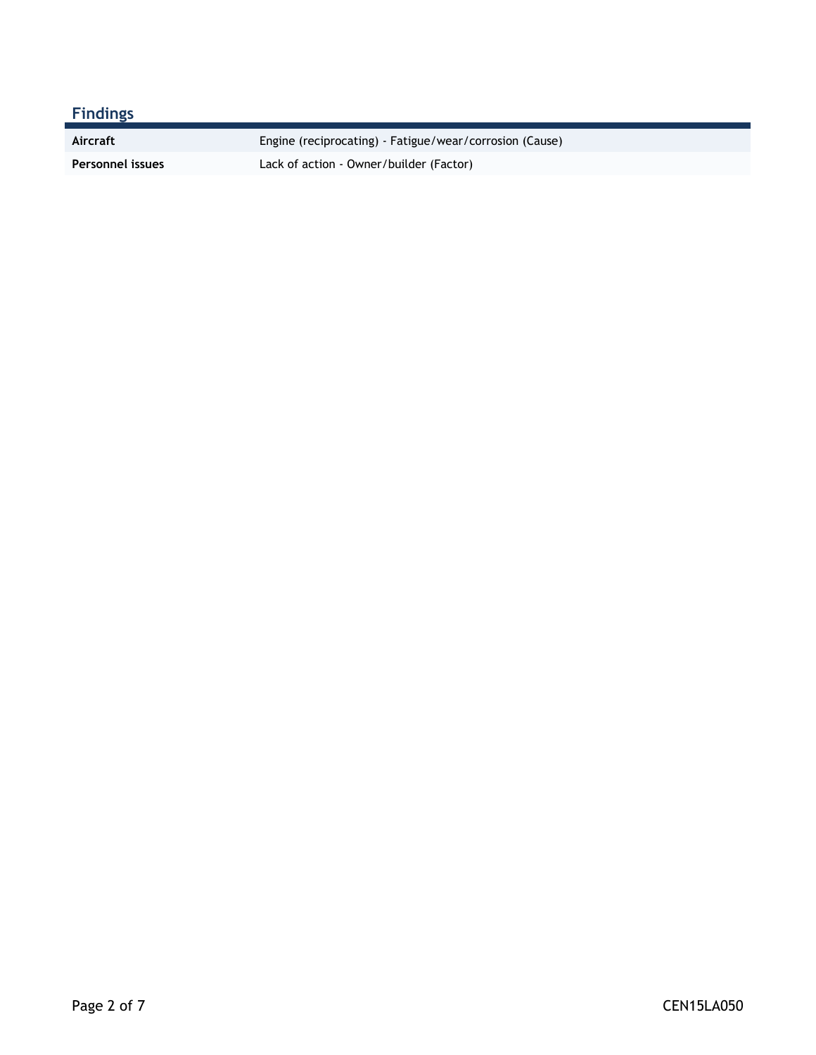## Findings

| | |
|---|---|
| **Aircraft** | Engine (reciprocating) - Fatigue/wear/corrosion (Cause) |
| **Personnel issues** | Lack of action - Owner/builder (Factor) |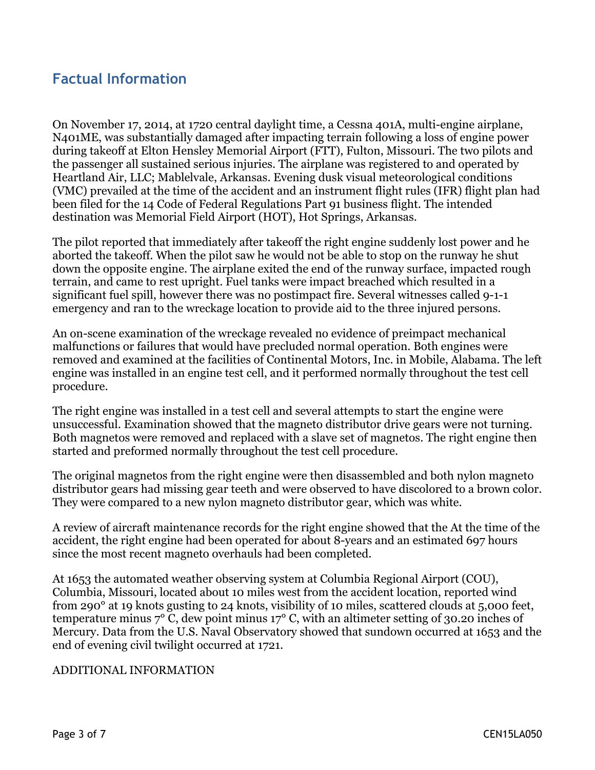## Factual Information

On November 17, 2014, at 1720 central daylight time, a Cessna 401A, multi-engine airplane, N401ME, was substantially damaged after impacting terrain following a loss of engine power during takeoff at Elton Hensley Memorial Airport (FTT), Fulton, Missouri. The two pilots and the passenger all sustained serious injuries. The airplane was registered to and operated by Heartland Air, LLC; Mablelvale, Arkansas. Evening dusk visual meteorological conditions (VMC) prevailed at the time of the accident and an instrument flight rules (IFR) flight plan had been filed for the 14 Code of Federal Regulations Part 91 business flight. The intended destination was Memorial Field Airport (HOT), Hot Springs, Arkansas.

The pilot reported that immediately after takeoff the right engine suddenly lost power and he aborted the takeoff. When the pilot saw he would not be able to stop on the runway he shut down the opposite engine. The airplane exited the end of the runway surface, impacted rough terrain, and came to rest upright. Fuel tanks were impact breached which resulted in a significant fuel spill, however there was no postimpact fire. Several witnesses called 9-1-1 emergency and ran to the wreckage location to provide aid to the three injured persons.

An on-scene examination of the wreckage revealed no evidence of preimpact mechanical malfunctions or failures that would have precluded normal operation. Both engines were removed and examined at the facilities of Continental Motors, Inc. in Mobile, Alabama. The left engine was installed in an engine test cell, and it performed normally throughout the test cell procedure.

The right engine was installed in a test cell and several attempts to start the engine were unsuccessful. Examination showed that the magneto distributor drive gears were not turning. Both magnetos were removed and replaced with a slave set of magnetos. The right engine then started and preformed normally throughout the test cell procedure.

The original magnetos from the right engine were then disassembled and both nylon magneto distributor gears had missing gear teeth and were observed to have discolored to a brown color. They were compared to a new nylon magneto distributor gear, which was white.

A review of aircraft maintenance records for the right engine showed that the At the time of the accident, the right engine had been operated for about 8-years and an estimated 697 hours since the most recent magneto overhauls had been completed.

At 1653 the automated weather observing system at Columbia Regional Airport (COU), Columbia, Missouri, located about 10 miles west from the accident location, reported wind from 290° at 19 knots gusting to 24 knots, visibility of 10 miles, scattered clouds at 5,000 feet, temperature minus 7° C, dew point minus 17° C, with an altimeter setting of 30.20 inches of Mercury. Data from the U.S. Naval Observatory showed that sundown occurred at 1653 and the end of evening civil twilight occurred at 1721.

ADDITIONAL INFORMATION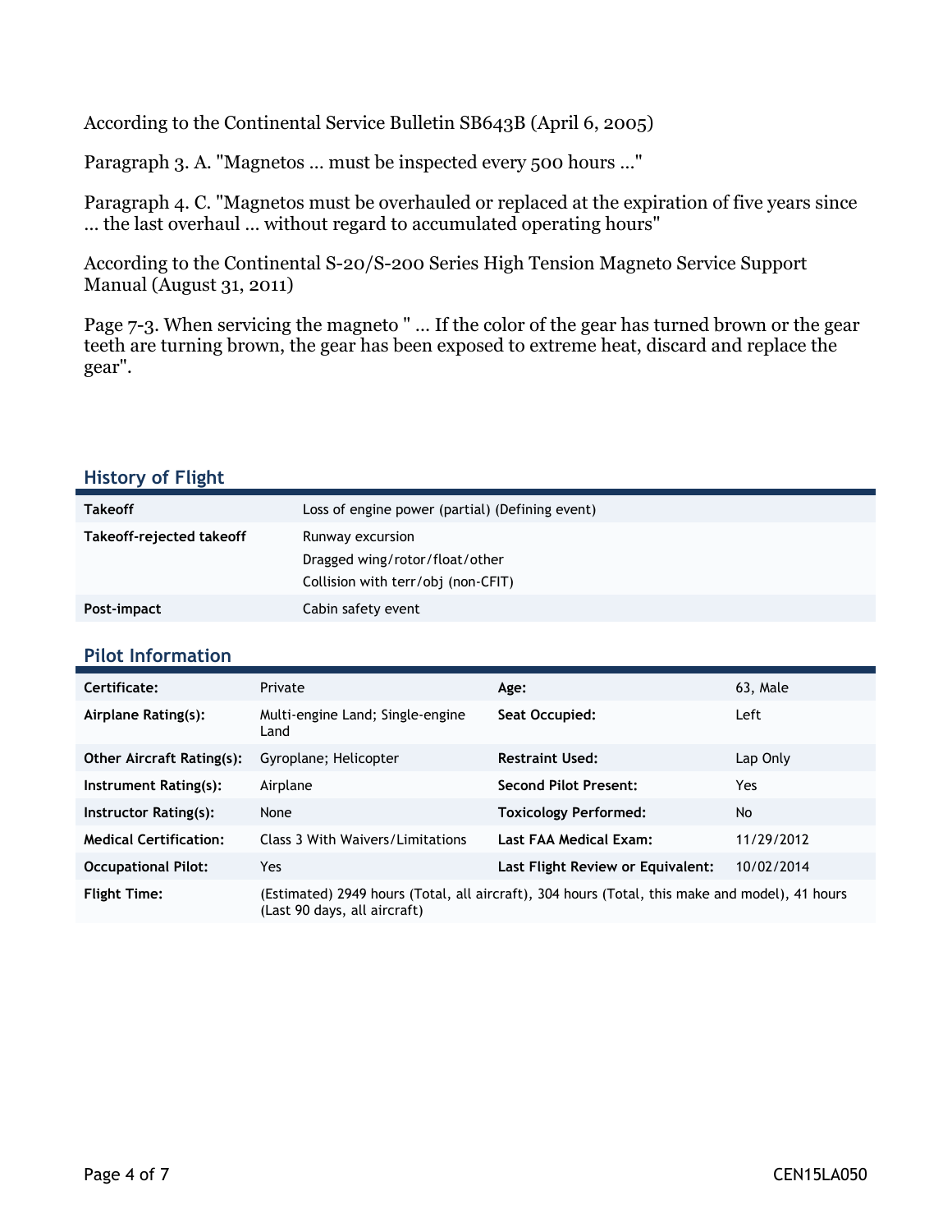According to the Continental Service Bulletin SB643B (April 6, 2005)

Paragraph 3. A. "Magnetos … must be inspected every 500 hours …"

Paragraph 4. C. "Magnetos must be overhauled or replaced at the expiration of five years since … the last overhaul … without regard to accumulated operating hours"

According to the Continental S-20/S-200 Series High Tension Magneto Service Support Manual (August 31, 2011)

Page 7-3. When servicing the magneto " … If the color of the gear has turned brown or the gear teeth are turning brown, the gear has been exposed to extreme heat, discard and replace the gear".

## History of Flight

| | |
|---|---|
| **Takeoff** | Loss of engine power (partial) (Defining event) |
| **Takeoff-rejected takeoff** | Runway excursion<br>Dragged wing/rotor/float/other<br>Collision with terr/obj (non-CFIT) |
| **Post-impact** | Cabin safety event |

## Pilot Information

| | | | |
|---|---|---|---|
| **Certificate:** | Private | **Age:** | 63, Male |
| **Airplane Rating(s):** | Multi-engine Land; Single-engine Land | **Seat Occupied:** | Left |
| **Other Aircraft Rating(s):** | Gyroplane; Helicopter | **Restraint Used:** | Lap Only |
| **Instrument Rating(s):** | Airplane | **Second Pilot Present:** | Yes |
| **Instructor Rating(s):** | None | **Toxicology Performed:** | No |
| **Medical Certification:** | Class 3 With Waivers/Limitations | **Last FAA Medical Exam:** | 11/29/2012 |
| **Occupational Pilot:** | Yes | **Last Flight Review or Equivalent:** | 10/02/2014 |
| **Flight Time:** | (Estimated) 2949 hours (Total, all aircraft), 304 hours (Total, this make and model), 41 hours (Last 90 days, all aircraft) | | |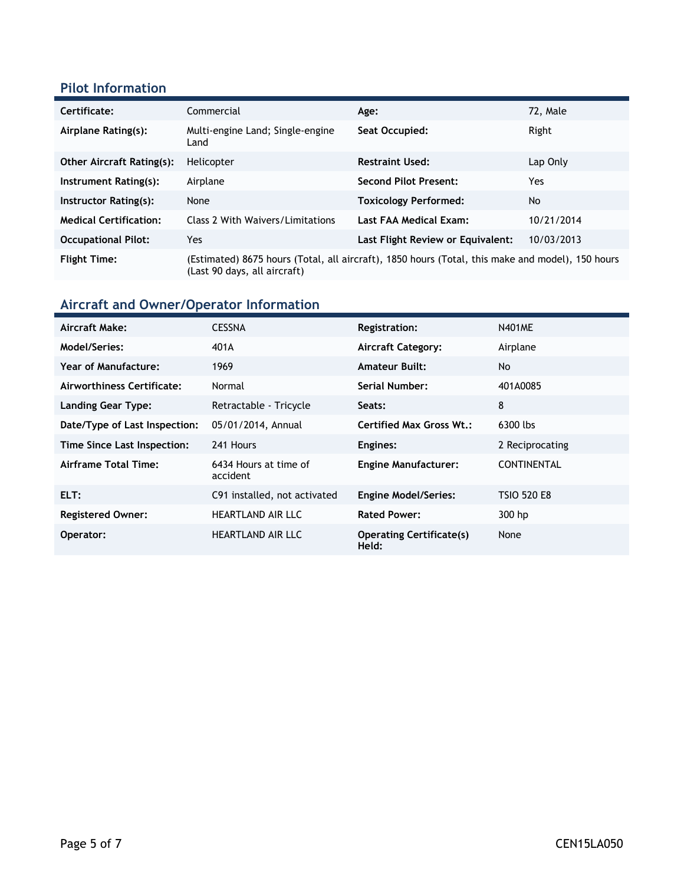## Pilot Information

| | | | |
|---|---|---|---|
| **Certificate:** | Commercial | **Age:** | 72, Male |
| **Airplane Rating(s):** | Multi-engine Land; Single-engine Land | **Seat Occupied:** | Right |
| **Other Aircraft Rating(s):** | Helicopter | **Restraint Used:** | Lap Only |
| **Instrument Rating(s):** | Airplane | **Second Pilot Present:** | Yes |
| **Instructor Rating(s):** | None | **Toxicology Performed:** | No |
| **Medical Certification:** | Class 2 With Waivers/Limitations | **Last FAA Medical Exam:** | 10/21/2014 |
| **Occupational Pilot:** | Yes | **Last Flight Review or Equivalent:** | 10/03/2013 |
| **Flight Time:** | (Estimated) 8675 hours (Total, all aircraft), 1850 hours (Total, this make and model), 150 hours (Last 90 days, all aircraft) | | |

## Aircraft and Owner/Operator Information

| | | | |
|---|---|---|---|
| **Aircraft Make:** | CESSNA | **Registration:** | N401ME |
| **Model/Series:** | 401A | **Aircraft Category:** | Airplane |
| **Year of Manufacture:** | 1969 | **Amateur Built:** | No |
| **Airworthiness Certificate:** | Normal | **Serial Number:** | 401A0085 |
| **Landing Gear Type:** | Retractable - Tricycle | **Seats:** | 8 |
| **Date/Type of Last Inspection:** | 05/01/2014, Annual | **Certified Max Gross Wt.:** | 6300 lbs |
| **Time Since Last Inspection:** | 241 Hours | **Engines:** | 2 Reciprocating |
| **Airframe Total Time:** | 6434 Hours at time of accident | **Engine Manufacturer:** | CONTINENTAL |
| **ELT:** | C91 installed, not activated | **Engine Model/Series:** | TSIO 520 E8 |
| **Registered Owner:** | HEARTLAND AIR LLC | **Rated Power:** | 300 hp |
| **Operator:** | HEARTLAND AIR LLC | **Operating Certificate(s) Held:** | None |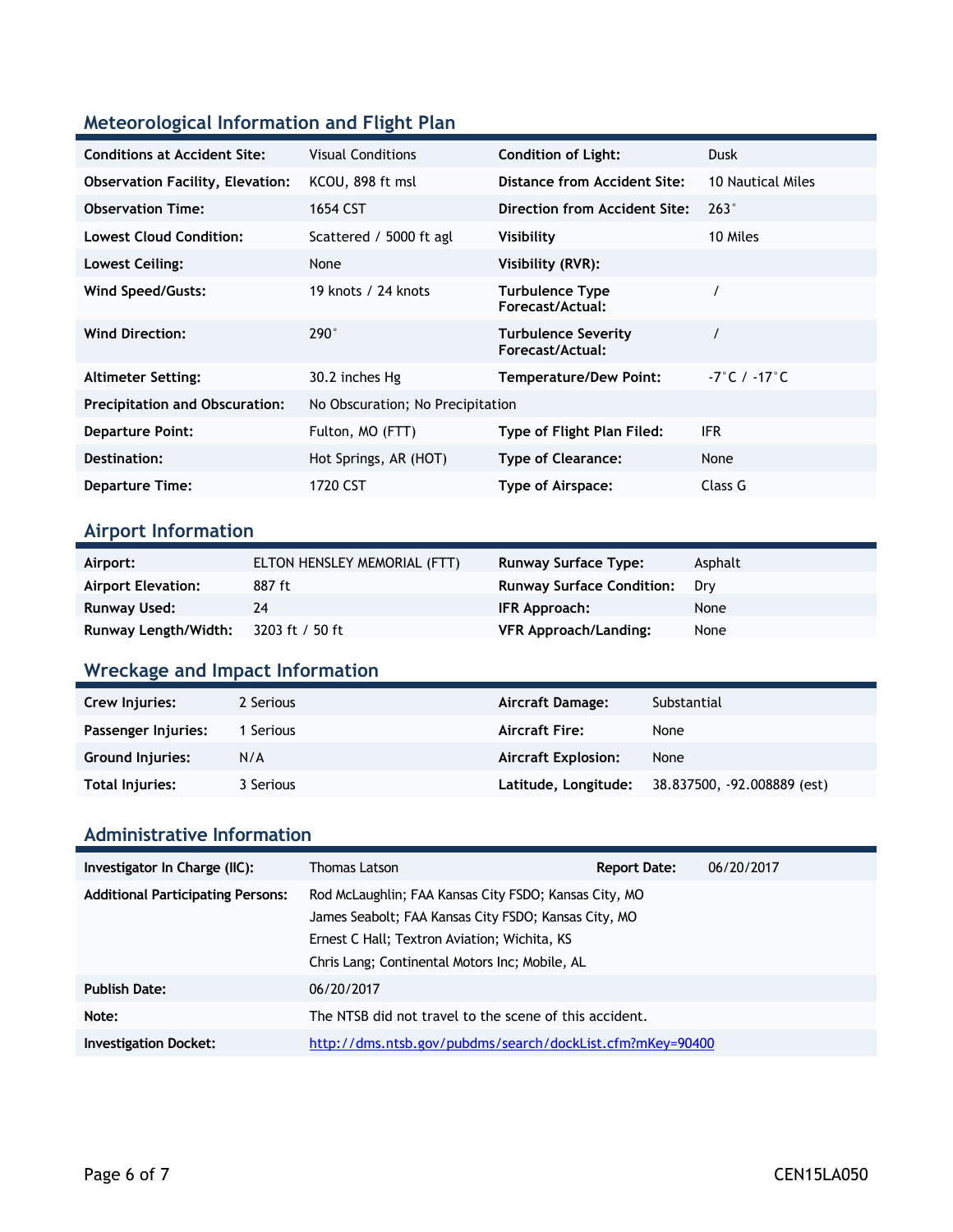## Meteorological Information and Flight Plan

| | | | |
|---|---|---|---|
| **Conditions at Accident Site:** | Visual Conditions | **Condition of Light:** | Dusk |
| **Observation Facility, Elevation:** | KCOU, 898 ft msl | **Distance from Accident Site:** | 10 Nautical Miles |
| **Observation Time:** | 1654 CST | **Direction from Accident Site:** | 263° |
| **Lowest Cloud Condition:** | Scattered / 5000 ft agl | **Visibility** | 10 Miles |
| **Lowest Ceiling:** | None | **Visibility (RVR):** | |
| **Wind Speed/Gusts:** | 19 knots / 24 knots | **Turbulence Type Forecast/Actual:** | / |
| **Wind Direction:** | 290° | **Turbulence Severity Forecast/Actual:** | / |
| **Altimeter Setting:** | 30.2 inches Hg | **Temperature/Dew Point:** | -7°C / -17°C |
| **Precipitation and Obscuration:** | No Obscuration; No Precipitation | | |
| **Departure Point:** | Fulton, MO (FTT) | **Type of Flight Plan Filed:** | IFR |
| **Destination:** | Hot Springs, AR (HOT) | **Type of Clearance:** | None |
| **Departure Time:** | 1720 CST | **Type of Airspace:** | Class G |

## Airport Information

| | | | |
|---|---|---|---|
| **Airport:** | ELTON HENSLEY MEMORIAL (FTT) | **Runway Surface Type:** | Asphalt |
| **Airport Elevation:** | 887 ft | **Runway Surface Condition:** | Dry |
| **Runway Used:** | 24 | **IFR Approach:** | None |
| **Runway Length/Width:** | 3203 ft / 50 ft | **VFR Approach/Landing:** | None |

## Wreckage and Impact Information

| | | | |
|---|---|---|---|
| **Crew Injuries:** | 2 Serious | **Aircraft Damage:** | Substantial |
| **Passenger Injuries:** | 1 Serious | **Aircraft Fire:** | None |
| **Ground Injuries:** | N/A | **Aircraft Explosion:** | None |
| **Total Injuries:** | 3 Serious | **Latitude, Longitude:** | 38.837500, -92.008889 (est) |

## Administrative Information

| | | | |
|---|---|---|---|
| **Investigator In Charge (IIC):** | Thomas Latson | **Report Date:** | 06/20/2017 |
| **Additional Participating Persons:** | Rod McLaughlin; FAA Kansas City FSDO; Kansas City, MO<br>James Seabolt; FAA Kansas City FSDO; Kansas City, MO<br>Ernest C Hall; Textron Aviation; Wichita, KS<br>Chris Lang; Continental Motors Inc; Mobile, AL | | |
| **Publish Date:** | 06/20/2017 | | |
| **Note:** | The NTSB did not travel to the scene of this accident. | | |
| **Investigation Docket:** | http://dms.ntsb.gov/pubdms/search/dockList.cfm?mKey=90400 | | |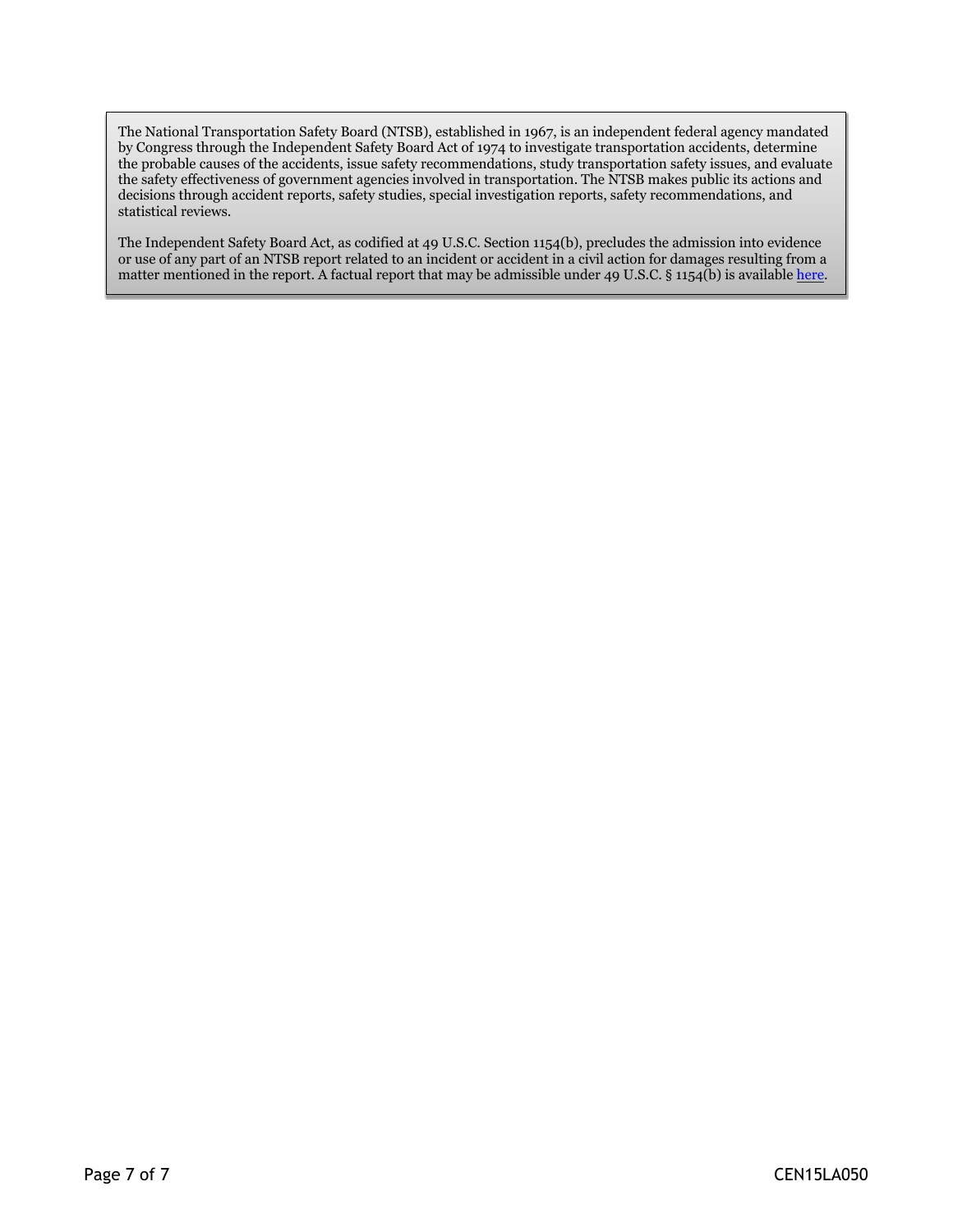The National Transportation Safety Board (NTSB), established in 1967, is an independent federal agency mandated by Congress through the Independent Safety Board Act of 1974 to investigate transportation accidents, determine the probable causes of the accidents, issue safety recommendations, study transportation safety issues, and evaluate the safety effectiveness of government agencies involved in transportation. The NTSB makes public its actions and decisions through accident reports, safety studies, special investigation reports, safety recommendations, and statistical reviews.

The Independent Safety Board Act, as codified at 49 U.S.C. Section 1154(b), precludes the admission into evidence or use of any part of an NTSB report related to an incident or accident in a civil action for damages resulting from a matter mentioned in the report. A factual report that may be admissible under 49 U.S.C. § 1154(b) is available here.